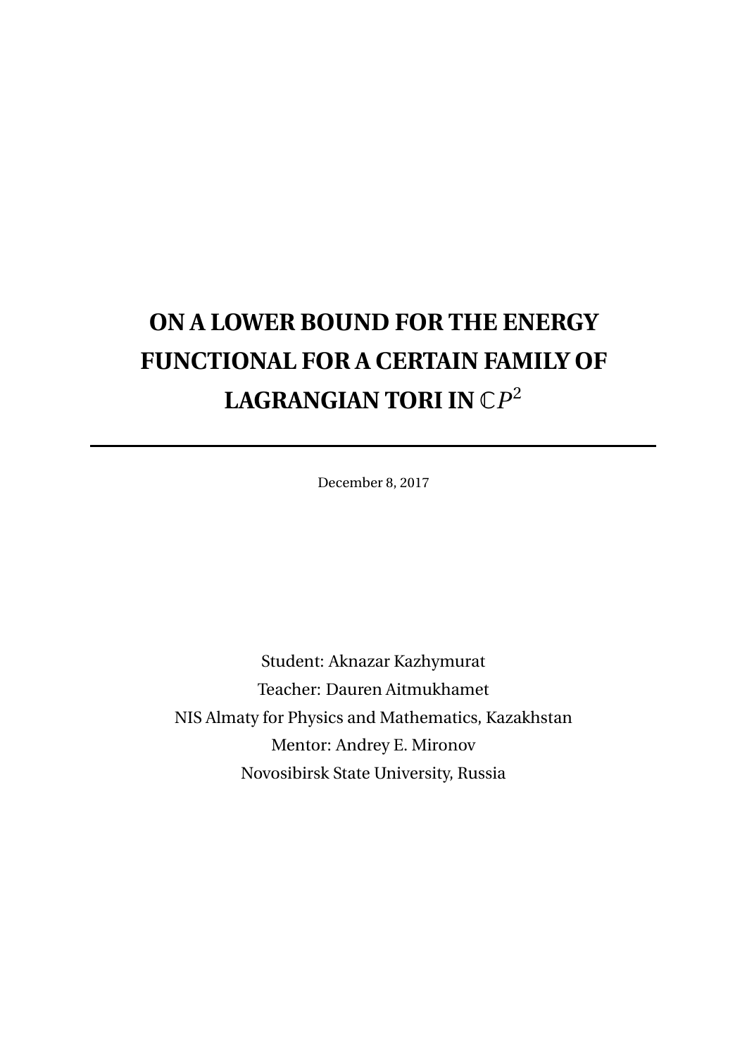# ON A LOWER BOUND FOR THE ENERGY FUNCTIONAL FOR A CERTAIN FAMILY OF LAGRANGIAN TORI IN $\mathbb{C}P^2$

---

December 8, 2017

Student: Aknazar Kazhymurat
Teacher: Dauren Aitmukhamet
NIS Almaty for Physics and Mathematics, Kazakhstan
Mentor: Andrey E. Mironov
Novosibirsk State University, Russia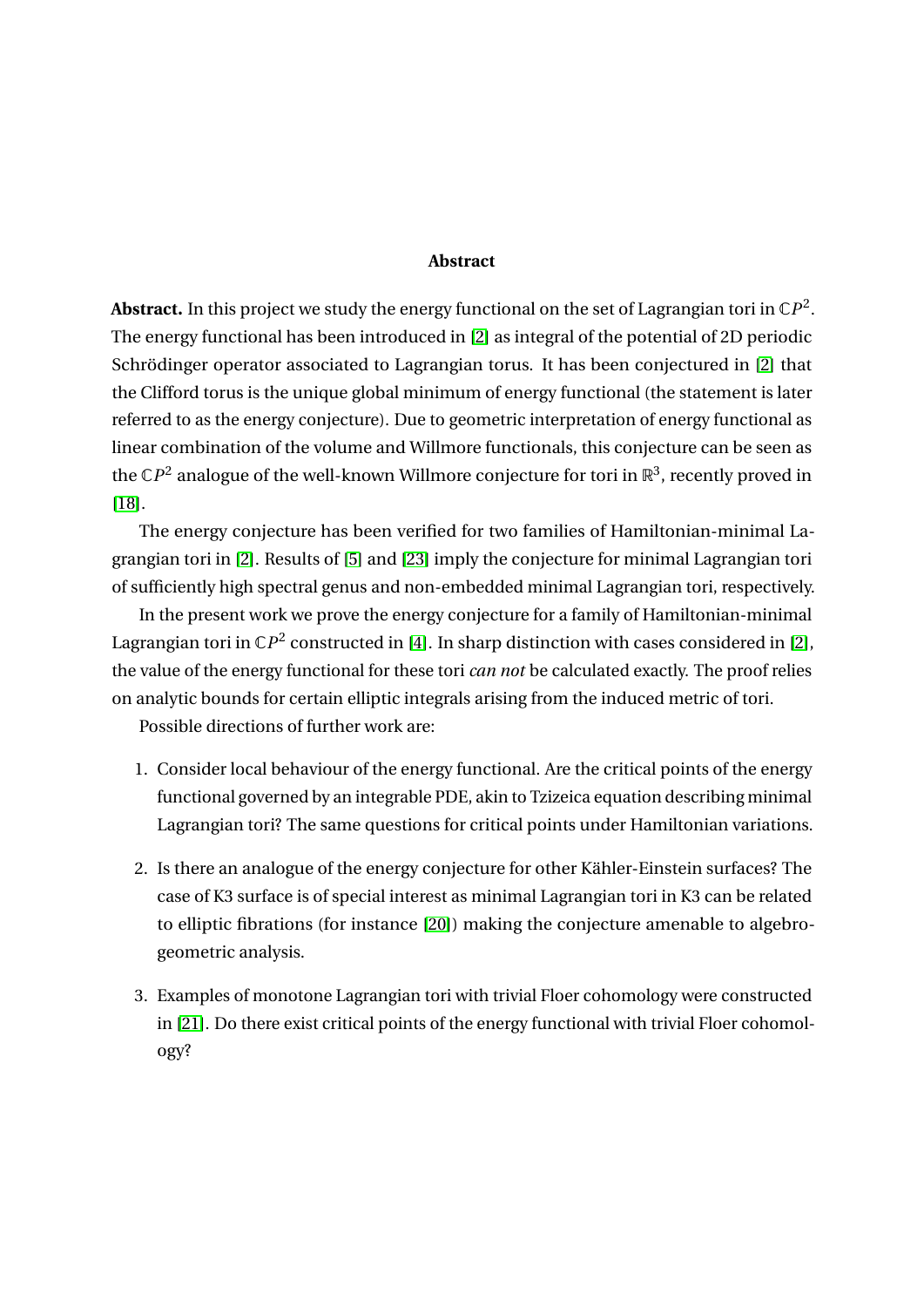## Abstract

**Abstract.** In this project we study the energy functional on the set of Lagrangian tori in $\mathbb{C}P^2$. The energy functional has been introduced in [2] as integral of the potential of 2D periodic Schrödinger operator associated to Lagrangian torus. It has been conjectured in [2] that the Clifford torus is the unique global minimum of energy functional (the statement is later referred to as the energy conjecture). Due to geometric interpretation of energy functional as linear combination of the volume and Willmore functionals, this conjecture can be seen as the $\mathbb{C}P^2$ analogue of the well-known Willmore conjecture for tori in $\mathbb{R}^3$, recently proved in [18].

The energy conjecture has been verified for two families of Hamiltonian-minimal Lagrangian tori in [2]. Results of [5] and [23] imply the conjecture for minimal Lagrangian tori of sufficiently high spectral genus and non-embedded minimal Lagrangian tori, respectively.

In the present work we prove the energy conjecture for a family of Hamiltonian-minimal Lagrangian tori in $\mathbb{C}P^2$ constructed in [4]. In sharp distinction with cases considered in [2], the value of the energy functional for these tori *can not* be calculated exactly. The proof relies on analytic bounds for certain elliptic integrals arising from the induced metric of tori.

Possible directions of further work are:

1. Consider local behaviour of the energy functional. Are the critical points of the energy functional governed by an integrable PDE, akin to Tzizeica equation describing minimal Lagrangian tori? The same questions for critical points under Hamiltonian variations.

2. Is there an analogue of the energy conjecture for other Kähler-Einstein surfaces? The case of K3 surface is of special interest as minimal Lagrangian tori in K3 can be related to elliptic fibrations (for instance [20]) making the conjecture amenable to algebro-geometric analysis.

3. Examples of monotone Lagrangian tori with trivial Floer cohomology were constructed in [21]. Do there exist critical points of the energy functional with trivial Floer cohomology?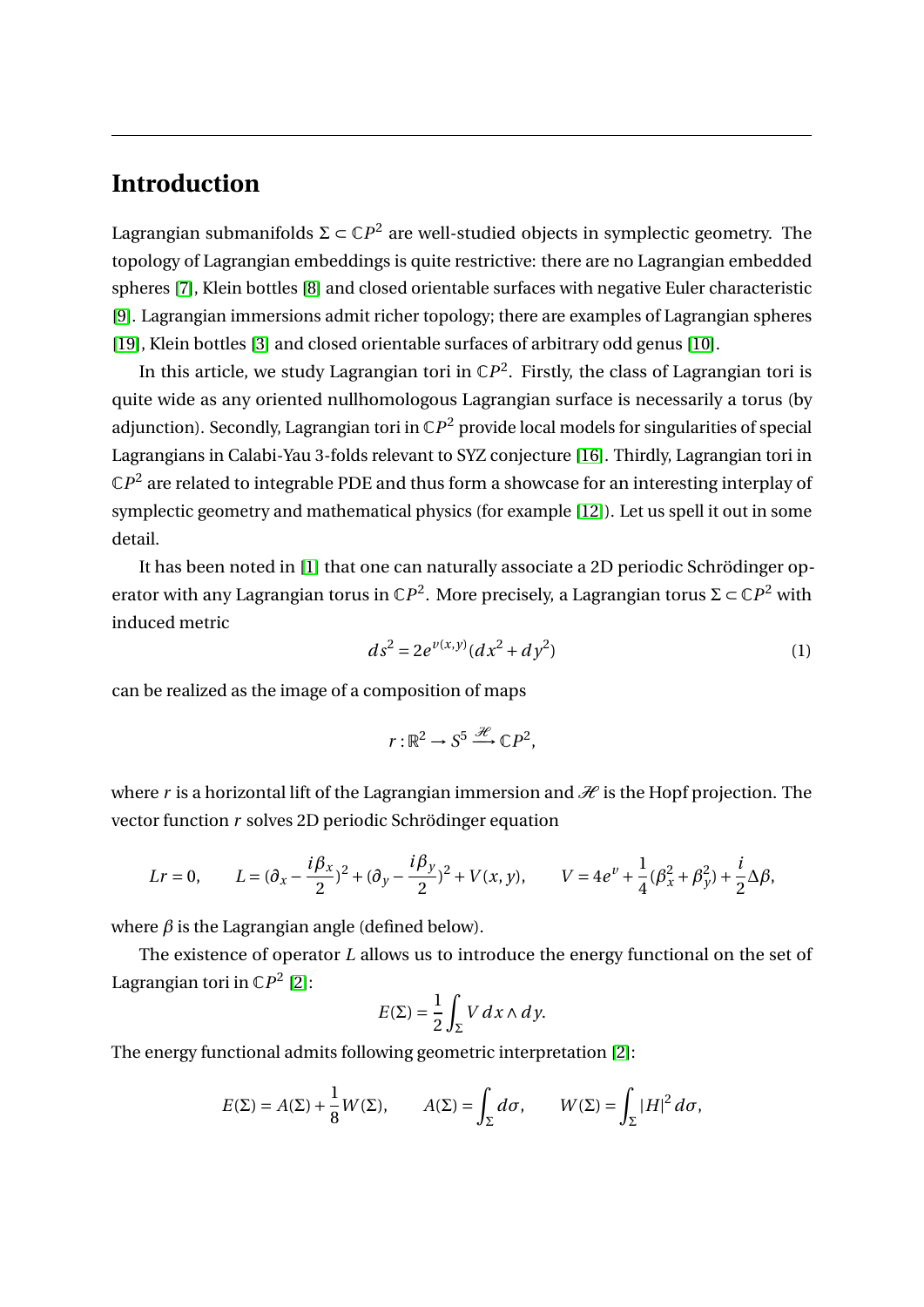# Introduction

Lagrangian submanifolds $\Sigma \subset \mathbb{C}P^2$ are well-studied objects in symplectic geometry. The topology of Lagrangian embeddings is quite restrictive: there are no Lagrangian embedded spheres [7], Klein bottles [8] and closed orientable surfaces with negative Euler characteristic [9]. Lagrangian immersions admit richer topology; there are examples of Lagrangian spheres [19], Klein bottles [3] and closed orientable surfaces of arbitrary odd genus [10].

In this article, we study Lagrangian tori in $\mathbb{C}P^2$. Firstly, the class of Lagrangian tori is quite wide as any oriented nullhomologous Lagrangian surface is necessarily a torus (by adjunction). Secondly, Lagrangian tori in $\mathbb{C}P^2$ provide local models for singularities of special Lagrangians in Calabi-Yau 3-folds relevant to SYZ conjecture [16]. Thirdly, Lagrangian tori in $\mathbb{C}P^2$ are related to integrable PDE and thus form a showcase for an interesting interplay of symplectic geometry and mathematical physics (for example [12]). Let us spell it out in some detail.

It has been noted in [1] that one can naturally associate a 2D periodic Schrödinger operator with any Lagrangian torus in $\mathbb{C}P^2$. More precisely, a Lagrangian torus $\Sigma \subset \mathbb{C}P^2$ with induced metric

$$ds^2 = 2e^{v(x,y)}(dx^2 + dy^2) \tag{1}$$

can be realized as the image of a composition of maps

$$r : \mathbb{R}^2 \to S^5 \xrightarrow{\mathscr{H}} \mathbb{C}P^2,$$

where $r$ is a horizontal lift of the Lagrangian immersion and $\mathscr{H}$ is the Hopf projection. The vector function $r$ solves 2D periodic Schrödinger equation

$$Lr = 0, \qquad L = (\partial_x - \frac{i\beta_x}{2})^2 + (\partial_y - \frac{i\beta_y}{2})^2 + V(x,y), \qquad V = 4e^v + \frac{1}{4}(\beta_x^2 + \beta_y^2) + \frac{i}{2}\Delta\beta,$$

where $\beta$ is the Lagrangian angle (defined below).

The existence of operator $L$ allows us to introduce the energy functional on the set of Lagrangian tori in $\mathbb{C}P^2$ [2]:

$$E(\Sigma) = \frac{1}{2}\int_\Sigma V\,dx \wedge dy.$$

The energy functional admits following geometric interpretation [2]:

$$E(\Sigma) = A(\Sigma) + \frac{1}{8}W(\Sigma), \qquad A(\Sigma) = \int_\Sigma d\sigma, \qquad W(\Sigma) = \int_\Sigma |H|^2\,d\sigma,$$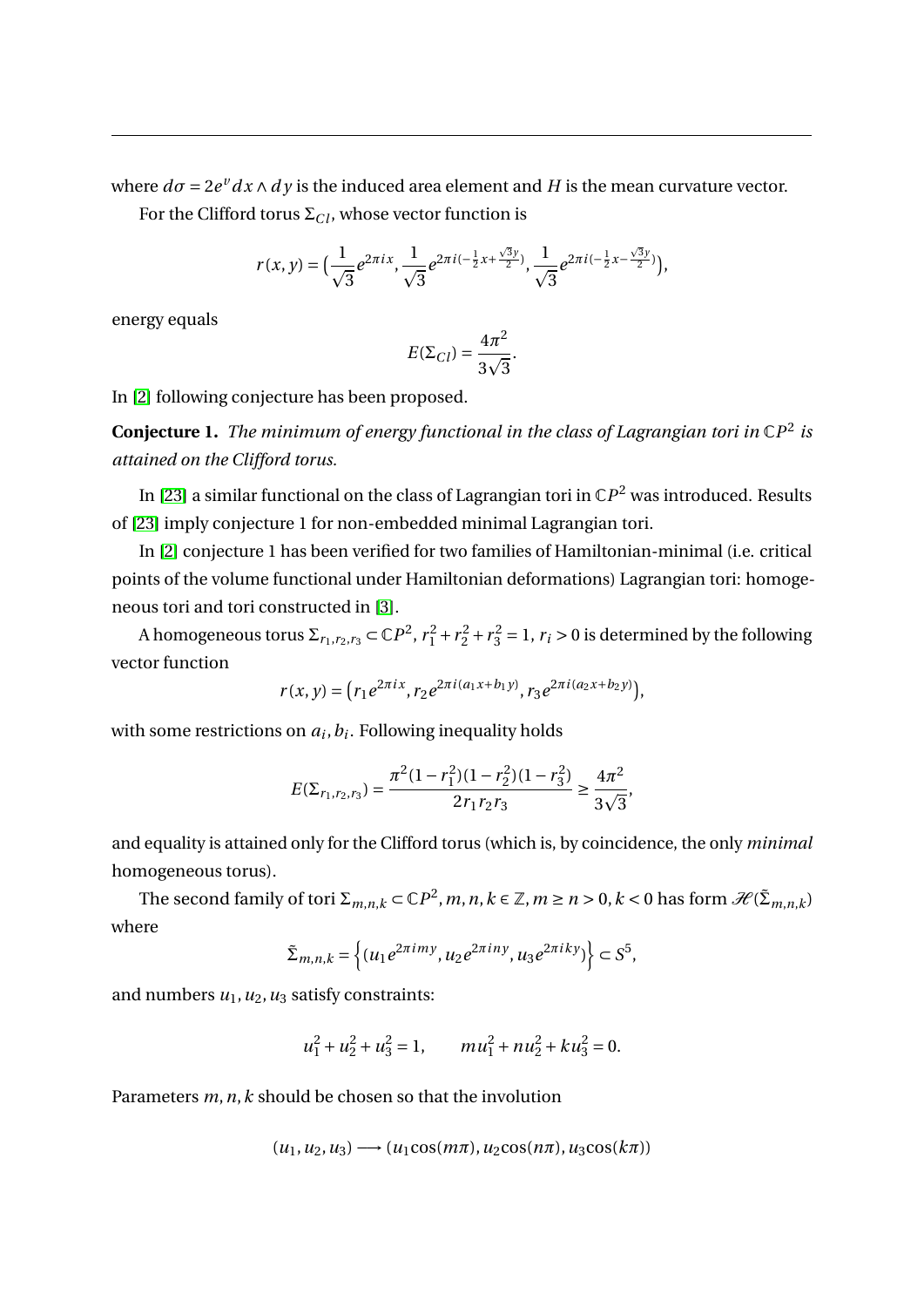where $d\sigma = 2e^{v} dx \wedge dy$ is the induced area element and $H$ is the mean curvature vector.

For the Clifford torus $\Sigma_{Cl}$, whose vector function is

$$r(x,y) = \big(\frac{1}{\sqrt{3}} e^{2\pi i x}, \frac{1}{\sqrt{3}} e^{2\pi i(-\frac{1}{2}x + \frac{\sqrt{3}y}{2})}, \frac{1}{\sqrt{3}} e^{2\pi i(-\frac{1}{2}x - \frac{\sqrt{3}y}{2})}\big),$$

energy equals

$$E(\Sigma_{Cl}) = \frac{4\pi^2}{3\sqrt{3}}.$$

In [2] following conjecture has been proposed.

**Conjecture 1.** *The minimum of energy functional in the class of Lagrangian tori in $\mathbb{C}P^2$ is attained on the Clifford torus.*

In [23] a similar functional on the class of Lagrangian tori in $\mathbb{C}P^2$ was introduced. Results of [23] imply conjecture 1 for non-embedded minimal Lagrangian tori.

In [2] conjecture 1 has been verified for two families of Hamiltonian-minimal (i.e. critical points of the volume functional under Hamiltonian deformations) Lagrangian tori: homogeneous tori and tori constructed in [3].

A homogeneous torus $\Sigma_{r_1,r_2,r_3} \subset \mathbb{C}P^2$, $r_1^2 + r_2^2 + r_3^2 = 1$, $r_i > 0$ is determined by the following vector function

$$r(x,y) = \big(r_1 e^{2\pi i x}, r_2 e^{2\pi i(a_1 x + b_1 y)}, r_3 e^{2\pi i(a_2 x + b_2 y)}\big),$$

with some restrictions on $a_i, b_i$. Following inequality holds

$$E(\Sigma_{r_1,r_2,r_3}) = \frac{\pi^2(1-r_1^2)(1-r_2^2)(1-r_3^2)}{2r_1 r_2 r_3} \geq \frac{4\pi^2}{3\sqrt{3}},$$

and equality is attained only for the Clifford torus (which is, by coincidence, the only *minimal* homogeneous torus).

The second family of tori $\Sigma_{m,n,k} \subset \mathbb{C}P^2$, $m,n,k \in \mathbb{Z}$, $m \geq n > 0$, $k < 0$ has form $\mathscr{H}(\tilde{\Sigma}_{m,n,k})$ where

$$\tilde{\Sigma}_{m,n,k} = \Big\{(u_1 e^{2\pi i m y}, u_2 e^{2\pi i n y}, u_3 e^{2\pi i k y})\Big\} \subset S^5,$$

and numbers $u_1, u_2, u_3$ satisfy constraints:

$$u_1^2 + u_2^2 + u_3^2 = 1, \qquad m u_1^2 + n u_2^2 + k u_3^2 = 0.$$

Parameters $m, n, k$ should be chosen so that the involution

$$(u_1, u_2, u_3) \longrightarrow (u_1 \cos(m\pi), u_2 \cos(n\pi), u_3 \cos(k\pi))$$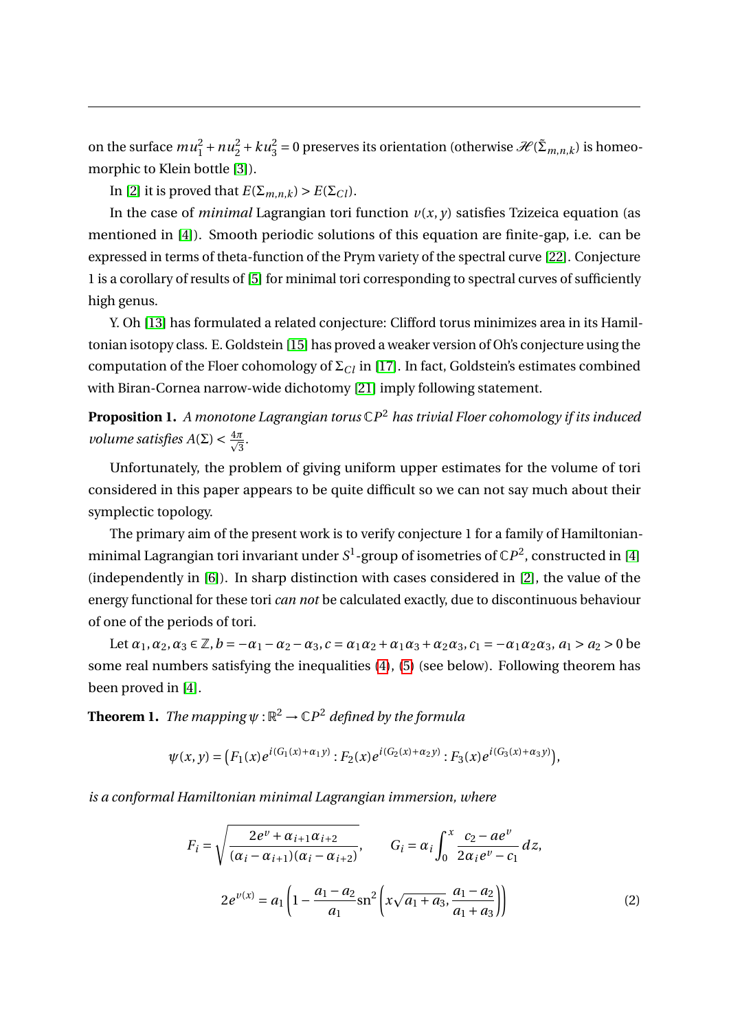on the surface $mu_1^2 + nu_2^2 + ku_3^2 = 0$ preserves its orientation (otherwise $\mathscr{H}(\tilde{\Sigma}_{m,n,k})$ is homeomorphic to Klein bottle [3]).

In [2] it is proved that $E(\Sigma_{m,n,k}) > E(\Sigma_{Cl})$.

In the case of *minimal* Lagrangian tori function $v(x, y)$ satisfies Tzizeica equation (as mentioned in [4]). Smooth periodic solutions of this equation are finite-gap, i.e. can be expressed in terms of theta-function of the Prym variety of the spectral curve [22]. Conjecture 1 is a corollary of results of [5] for minimal tori corresponding to spectral curves of sufficiently high genus.

Y. Oh [13] has formulated a related conjecture: Clifford torus minimizes area in its Hamiltonian isotopy class. E. Goldstein [15] has proved a weaker version of Oh's conjecture using the computation of the Floer cohomology of $\Sigma_{Cl}$ in [17]. In fact, Goldstein's estimates combined with Biran-Cornea narrow-wide dichotomy [21] imply following statement.

**Proposition 1.** *A monotone Lagrangian torus* $\mathbb{C}P^2$ *has trivial Floer cohomology if its induced volume satisfies* $A(\Sigma) < \frac{4\pi}{\sqrt{3}}$.

Unfortunately, the problem of giving uniform upper estimates for the volume of tori considered in this paper appears to be quite difficult so we can not say much about their symplectic topology.

The primary aim of the present work is to verify conjecture 1 for a family of Hamiltonian-minimal Lagrangian tori invariant under $S^1$-group of isometries of $\mathbb{C}P^2$, constructed in [4] (independently in [6]). In sharp distinction with cases considered in [2], the value of the energy functional for these tori *can not* be calculated exactly, due to discontinuous behaviour of one of the periods of tori.

Let $\alpha_1, \alpha_2, \alpha_3 \in \mathbb{Z}$, $b = -\alpha_1 - \alpha_2 - \alpha_3$, $c = \alpha_1\alpha_2 + \alpha_1\alpha_3 + \alpha_2\alpha_3$, $c_1 = -\alpha_1\alpha_2\alpha_3$, $a_1 > a_2 > 0$ be some real numbers satisfying the inequalities (4), (5) (see below). Following theorem has been proved in [4].

**Theorem 1.** *The mapping* $\psi : \mathbb{R}^2 \to \mathbb{C}P^2$ *defined by the formula*

$$\psi(x, y) = \left(F_1(x)e^{i(G_1(x)+\alpha_1 y)} : F_2(x)e^{i(G_2(x)+\alpha_2 y)} : F_3(x)e^{i(G_3(x)+\alpha_3 y)}\right),$$

*is a conformal Hamiltonian minimal Lagrangian immersion, where*

$$F_i = \sqrt{\frac{2e^v + \alpha_{i+1}\alpha_{i+2}}{(\alpha_i - \alpha_{i+1})(\alpha_i - \alpha_{i+2})}}, \qquad G_i = \alpha_i \int_0^x \frac{c_2 - ae^v}{2\alpha_i e^v - c_1}\, dz,$$

$$2e^{v(x)} = a_1\left(1 - \frac{a_1 - a_2}{a_1}\mathrm{sn}^2\left(x\sqrt{a_1 + a_3}, \frac{a_1 - a_2}{a_1 + a_3}\right)\right) \tag{2}$$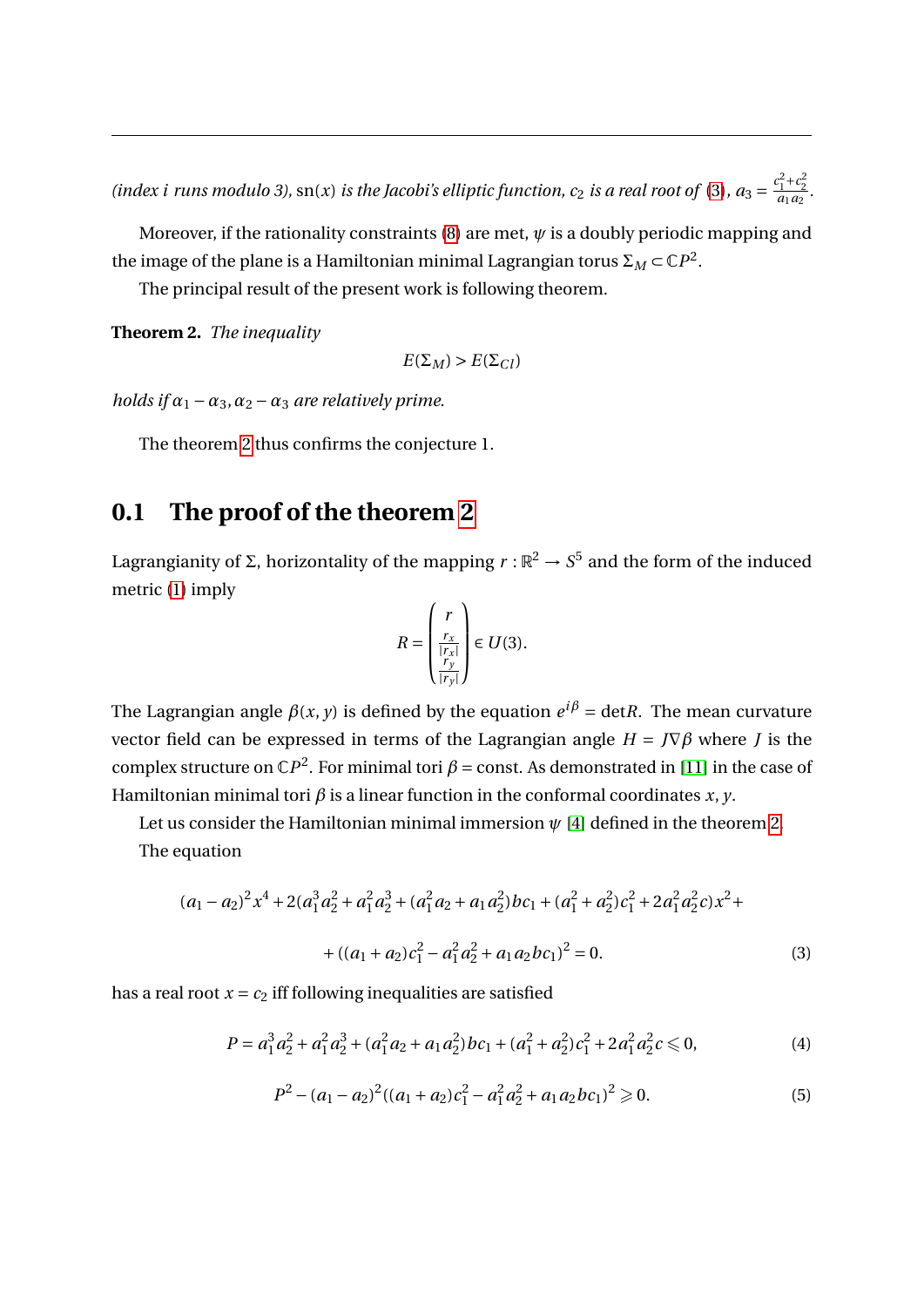*(index $i$ runs modulo 3),* $\mathrm{sn}(x)$ *is the Jacobi's elliptic function,* $c_2$ *is a real root of* (3)*,* $a_3 = \frac{c_1^2+c_2^2}{a_1 a_2}$.

Moreover, if the rationality constraints (8) are met, $\psi$ is a doubly periodic mapping and the image of the plane is a Hamiltonian minimal Lagrangian torus $\Sigma_M \subset \mathbb{C}P^2$.

The principal result of the present work is following theorem.

**Theorem 2.** *The inequality*

$$E(\Sigma_M) > E(\Sigma_{Cl})$$

*holds if* $\alpha_1 - \alpha_3, \alpha_2 - \alpha_3$ *are relatively prime.*

The theorem 2 thus confirms the conjecture 1.

## 0.1 The proof of the theorem 2

Lagrangianity of $\Sigma$, horizontality of the mapping $r : \mathbb{R}^2 \to S^5$ and the form of the induced metric (1) imply

$$R = \begin{pmatrix} r \\ \frac{r_x}{|r_x|} \\ \frac{r_y}{|r_y|} \end{pmatrix} \in U(3).$$

The Lagrangian angle $\beta(x, y)$ is defined by the equation $e^{i\beta} = \det R$. The mean curvature vector field can be expressed in terms of the Lagrangian angle $H = J\nabla\beta$ where $J$ is the complex structure on $\mathbb{C}P^2$. For minimal tori $\beta = \text{const}$. As demonstrated in [11] in the case of Hamiltonian minimal tori $\beta$ is a linear function in the conformal coordinates $x, y$.

Let us consider the Hamiltonian minimal immersion $\psi$ [4] defined in the theorem 2.

The equation

$$(a_1 - a_2)^2 x^4 + 2(a_1^3 a_2^2 + a_1^2 a_2^3 + (a_1^2 a_2 + a_1 a_2^2) b c_1 + (a_1^2 + a_2^2) c_1^2 + 2 a_1^2 a_2^2 c) x^2 +$$

$$+ ((a_1 + a_2) c_1^2 - a_1^2 a_2^2 + a_1 a_2 b c_1)^2 = 0. \tag{3}$$

has a real root $x = c_2$ iff following inequalities are satisfied

$$P = a_1^3 a_2^2 + a_1^2 a_2^3 + (a_1^2 a_2 + a_1 a_2^2) b c_1 + (a_1^2 + a_2^2) c_1^2 + 2 a_1^2 a_2^2 c \leqslant 0, \tag{4}$$

$$P^2 - (a_1 - a_2)^2 ((a_1 + a_2) c_1^2 - a_1^2 a_2^2 + a_1 a_2 b c_1)^2 \geqslant 0. \tag{5}$$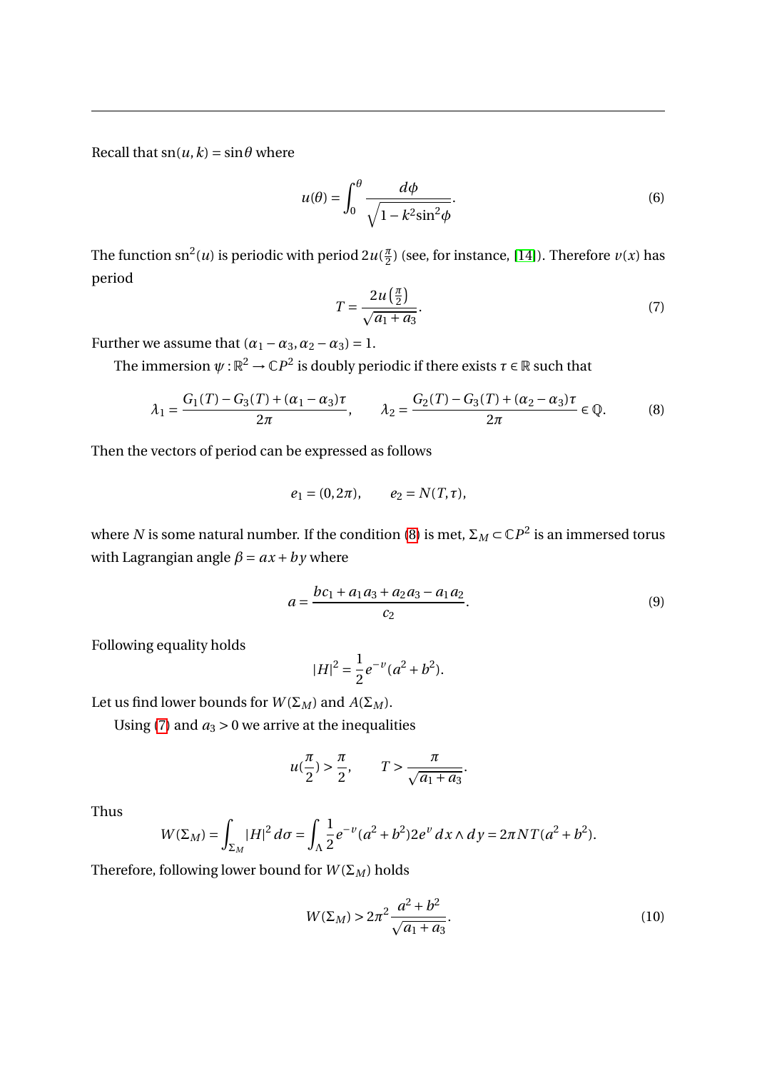Recall that $\mathrm{sn}(u,k) = \sin\theta$ where

$$u(\theta) = \int_0^\theta \frac{d\phi}{\sqrt{1-k^2\sin^2\phi}}. \tag{6}$$

The function $\mathrm{sn}^2(u)$ is periodic with period $2u(\frac{\pi}{2})$ (see, for instance, [14]). Therefore $v(x)$ has period

$$T = \frac{2u\left(\frac{\pi}{2}\right)}{\sqrt{a_1+a_3}}. \tag{7}$$

Further we assume that $(\alpha_1-\alpha_3, \alpha_2-\alpha_3) = 1$.

The immersion $\psi : \mathbb{R}^2 \to \mathbb{C}P^2$ is doubly periodic if there exists $\tau \in \mathbb{R}$ such that

$$\lambda_1 = \frac{G_1(T) - G_3(T) + (\alpha_1-\alpha_3)\tau}{2\pi}, \qquad \lambda_2 = \frac{G_2(T) - G_3(T) + (\alpha_2-\alpha_3)\tau}{2\pi} \in \mathbb{Q}. \tag{8}$$

Then the vectors of period can be expressed as follows

$$e_1 = (0, 2\pi), \qquad e_2 = N(T, \tau),$$

where $N$ is some natural number. If the condition (8) is met, $\Sigma_M \subset \mathbb{C}P^2$ is an immersed torus with Lagrangian angle $\beta = ax + by$ where

$$a = \frac{bc_1 + a_1a_3 + a_2a_3 - a_1a_2}{c_2}. \tag{9}$$

Following equality holds

$$|H|^2 = \frac{1}{2}e^{-v}(a^2+b^2).$$

Let us find lower bounds for $W(\Sigma_M)$ and $A(\Sigma_M)$.

Using (7) and $a_3 > 0$ we arrive at the inequalities

$$u(\frac{\pi}{2}) > \frac{\pi}{2}, \qquad T > \frac{\pi}{\sqrt{a_1+a_3}}.$$

Thus

$$W(\Sigma_M) = \int_{\Sigma_M} |H|^2\, d\sigma = \int_\Lambda \frac{1}{2}e^{-v}(a^2+b^2)2e^v\, dx \wedge dy = 2\pi NT(a^2+b^2).$$

Therefore, following lower bound for $W(\Sigma_M)$ holds

$$W(\Sigma_M) > 2\pi^2 \frac{a^2+b^2}{\sqrt{a_1+a_3}}. \tag{10}$$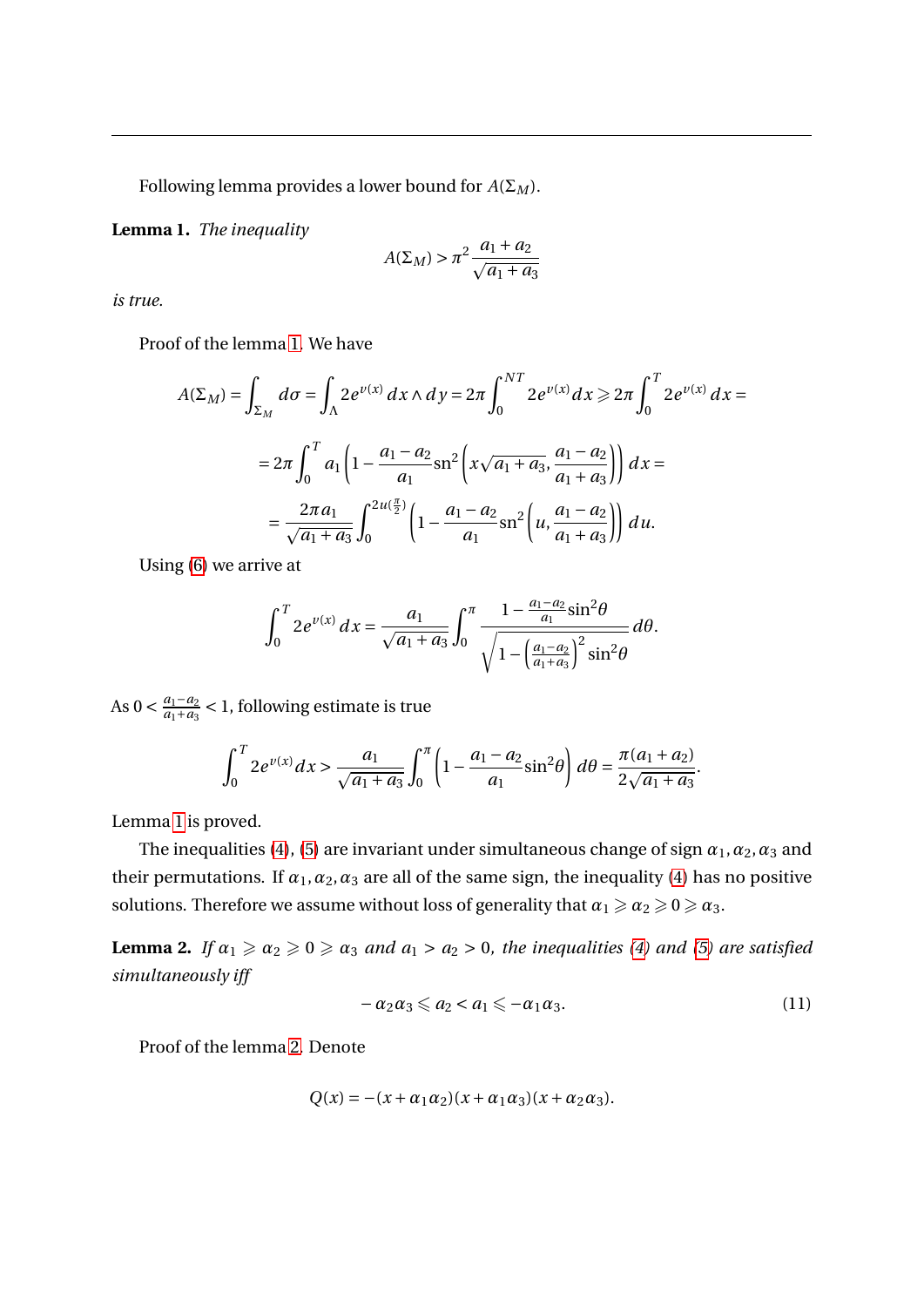Following lemma provides a lower bound for $A(\Sigma_M)$.

**Lemma 1.** *The inequality*

$$A(\Sigma_M) > \pi^2 \frac{a_1 + a_2}{\sqrt{a_1 + a_3}}$$

*is true.*

Proof of the lemma 1. We have

$$A(\Sigma_M) = \int_{\Sigma_M} d\sigma = \int_{\Lambda} 2e^{v(x)}\, dx \wedge dy = 2\pi \int_0^{NT} 2e^{v(x)} dx \geqslant 2\pi \int_0^T 2e^{v(x)}\, dx =$$

$$= 2\pi \int_0^T a_1 \left(1 - \frac{a_1 - a_2}{a_1} \mathrm{sn}^2 \left(x\sqrt{a_1 + a_3}, \frac{a_1 - a_2}{a_1 + a_3}\right)\right) dx =$$

$$= \frac{2\pi a_1}{\sqrt{a_1 + a_3}} \int_0^{2u(\frac{\pi}{2})} \left(1 - \frac{a_1 - a_2}{a_1} \mathrm{sn}^2 \left(u, \frac{a_1 - a_2}{a_1 + a_3}\right)\right) du.$$

Using (6) we arrive at

$$\int_0^T 2e^{v(x)}\, dx = \frac{a_1}{\sqrt{a_1 + a_3}} \int_0^{\pi} \frac{1 - \frac{a_1 - a_2}{a_1} \sin^2\theta}{\sqrt{1 - \left(\frac{a_1 - a_2}{a_1 + a_3}\right)^2 \sin^2\theta}}\, d\theta.$$

As $0 < \frac{a_1 - a_2}{a_1 + a_3} < 1$, following estimate is true

$$\int_0^T 2e^{v(x)} dx > \frac{a_1}{\sqrt{a_1 + a_3}} \int_0^{\pi} \left(1 - \frac{a_1 - a_2}{a_1} \sin^2\theta\right) d\theta = \frac{\pi(a_1 + a_2)}{2\sqrt{a_1 + a_3}}.$$

Lemma 1 is proved.

The inequalities (4), (5) are invariant under simultaneous change of sign $\alpha_1, \alpha_2, \alpha_3$ and their permutations. If $\alpha_1, \alpha_2, \alpha_3$ are all of the same sign, the inequality (4) has no positive solutions. Therefore we assume without loss of generality that $\alpha_1 \geqslant \alpha_2 \geqslant 0 \geqslant \alpha_3$.

**Lemma 2.** *If $\alpha_1 \geqslant \alpha_2 \geqslant 0 \geqslant \alpha_3$ and $a_1 > a_2 > 0$, the inequalities (4) and (5) are satisfied simultaneously iff*

$$-\alpha_2\alpha_3 \leqslant a_2 < a_1 \leqslant -\alpha_1\alpha_3. \tag{11}$$

Proof of the lemma 2. Denote

$$Q(x) = -(x + \alpha_1\alpha_2)(x + \alpha_1\alpha_3)(x + \alpha_2\alpha_3).$$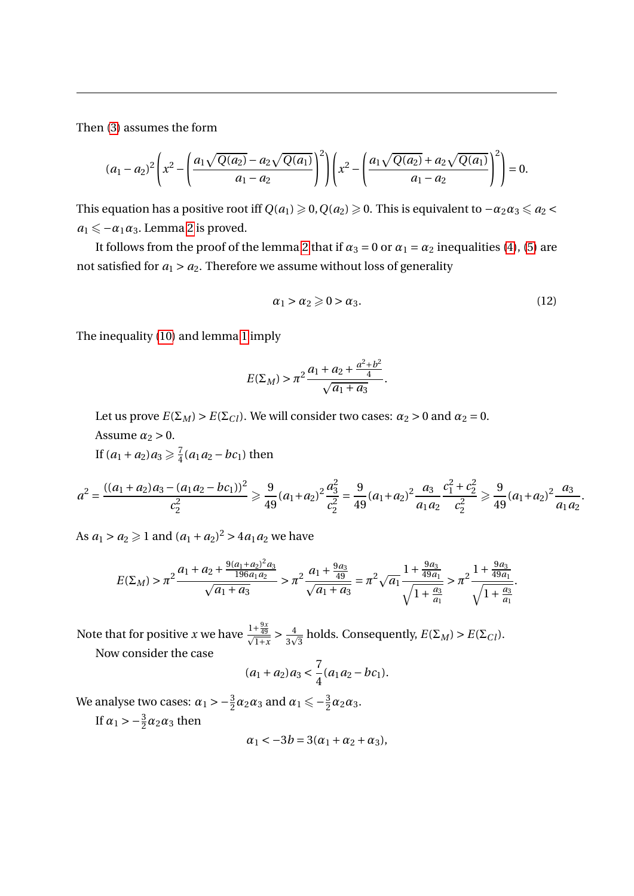Then (3) assumes the form

$$(a_1-a_2)^2\left(x^2-\left(\frac{a_1\sqrt{Q(a_2)}-a_2\sqrt{Q(a_1)}}{a_1-a_2}\right)^2\right)\left(x^2-\left(\frac{a_1\sqrt{Q(a_2)}+a_2\sqrt{Q(a_1)}}{a_1-a_2}\right)^2\right)=0.$$

This equation has a positive root iff $Q(a_1)\geqslant 0, Q(a_2)\geqslant 0$. This is equivalent to $-\alpha_2\alpha_3\leqslant a_2< a_1\leqslant -\alpha_1\alpha_3$. Lemma 2 is proved.

It follows from the proof of the lemma 2 that if $\alpha_3=0$ or $\alpha_1=\alpha_2$ inequalities (4), (5) are not satisfied for $a_1>a_2$. Therefore we assume without loss of generality

$$\alpha_1>\alpha_2\geqslant 0>\alpha_3. \tag{12}$$

The inequality (10) and lemma 1 imply

$$E(\Sigma_M)>\pi^2\frac{a_1+a_2+\frac{a^2+b^2}{4}}{\sqrt{a_1+a_3}}.$$

Let us prove $E(\Sigma_M)>E(\Sigma_{Cl})$. We will consider two cases: $\alpha_2>0$ and $\alpha_2=0$.

Assume $\alpha_2>0$.

If $(a_1+a_2)a_3\geqslant\frac{7}{4}(a_1a_2-bc_1)$ then

$$a^2=\frac{((a_1+a_2)a_3-(a_1a_2-bc_1))^2}{c_2^2}\geqslant\frac{9}{49}(a_1+a_2)^2\frac{a_3^2}{c_2^2}=\frac{9}{49}(a_1+a_2)^2\frac{a_3}{a_1a_2}\frac{c_1^2+c_2^2}{c_2^2}\geqslant\frac{9}{49}(a_1+a_2)^2\frac{a_3}{a_1a_2}.$$

As $a_1>a_2\geqslant 1$ and $(a_1+a_2)^2>4a_1a_2$ we have

$$E(\Sigma_M)>\pi^2\frac{a_1+a_2+\frac{9(a_1+a_2)^2a_3}{196a_1a_2}}{\sqrt{a_1+a_3}}>\pi^2\frac{a_1+\frac{9a_3}{49}}{\sqrt{a_1+a_3}}=\pi^2\sqrt{a_1}\frac{1+\frac{9a_3}{49a_1}}{\sqrt{1+\frac{a_3}{a_1}}}>\pi^2\frac{1+\frac{9a_3}{49a_1}}{\sqrt{1+\frac{a_3}{a_1}}}.$$

Note that for positive $x$ we have $\frac{1+\frac{9x}{49}}{\sqrt{1+x}}>\frac{4}{3\sqrt{3}}$ holds. Consequently, $E(\Sigma_M)>E(\Sigma_{Cl})$.

Now consider the case

$$(a_1+a_2)a_3<\frac{7}{4}(a_1a_2-bc_1).$$

We analyse two cases: $\alpha_1>-\frac{3}{2}\alpha_2\alpha_3$ and $\alpha_1\leqslant-\frac{3}{2}\alpha_2\alpha_3$.

If $\alpha_1>-\frac{3}{2}\alpha_2\alpha_3$ then

$$\alpha_1<-3b=3(\alpha_1+\alpha_2+\alpha_3),$$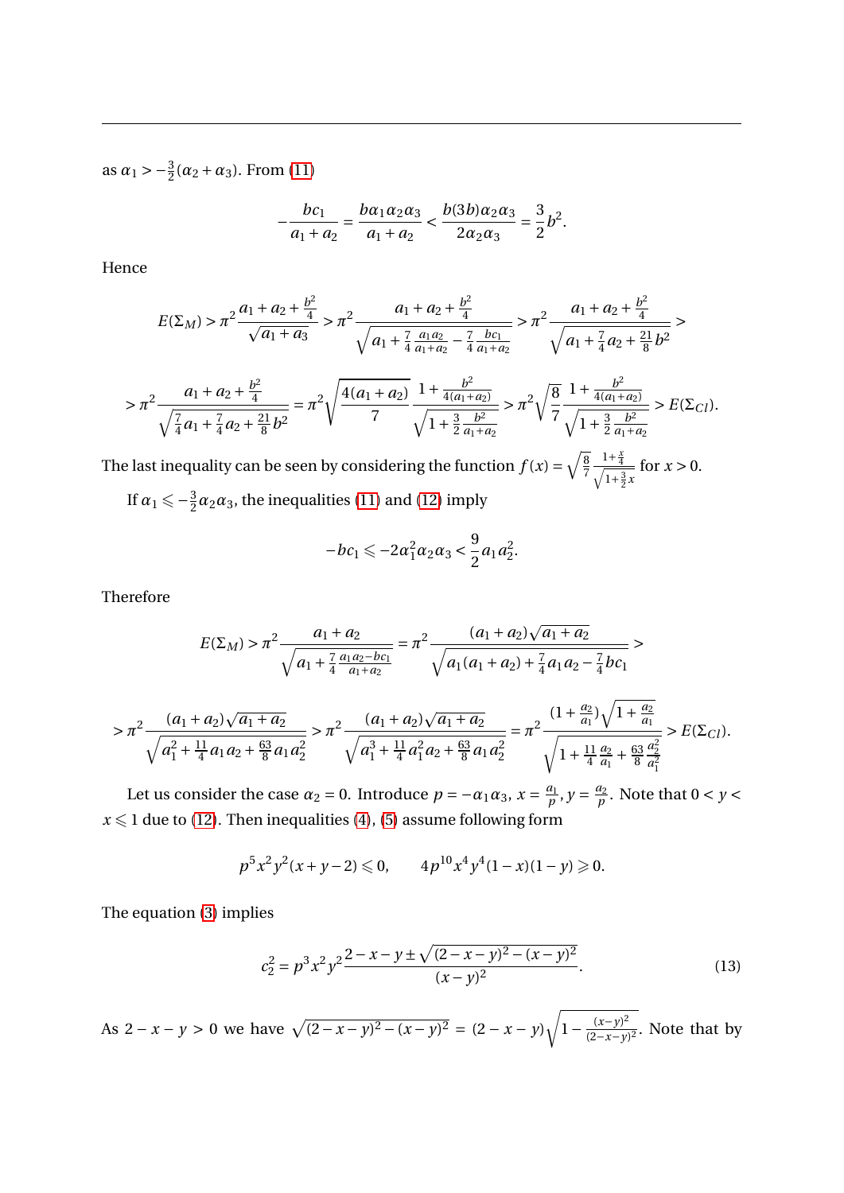as $\alpha_1 > -\frac{3}{2}(\alpha_2 + \alpha_3)$. From (11)

$$-\frac{bc_1}{a_1 + a_2} = \frac{b\alpha_1\alpha_2\alpha_3}{a_1 + a_2} < \frac{b(3b)\alpha_2\alpha_3}{2\alpha_2\alpha_3} = \frac{3}{2}b^2.$$

Hence

$$E(\Sigma_M) > \pi^2 \frac{a_1 + a_2 + \frac{b^2}{4}}{\sqrt{a_1 + a_3}} > \pi^2 \frac{a_1 + a_2 + \frac{b^2}{4}}{\sqrt{a_1 + \frac{7}{4}\frac{a_1 a_2}{a_1 + a_2} - \frac{7}{4}\frac{bc_1}{a_1 + a_2}}} > \pi^2 \frac{a_1 + a_2 + \frac{b^2}{4}}{\sqrt{a_1 + \frac{7}{4}a_2 + \frac{21}{8}b^2}} >$$

$$> \pi^2 \frac{a_1 + a_2 + \frac{b^2}{4}}{\sqrt{\frac{7}{4}a_1 + \frac{7}{4}a_2 + \frac{21}{8}b^2}} = \pi^2 \sqrt{\frac{4(a_1 + a_2)}{7}} \frac{1 + \frac{b^2}{4(a_1 + a_2)}}{\sqrt{1 + \frac{3}{2}\frac{b^2}{a_1 + a_2}}} > \pi^2 \sqrt{\frac{8}{7}} \frac{1 + \frac{b^2}{4(a_1 + a_2)}}{\sqrt{1 + \frac{3}{2}\frac{b^2}{a_1 + a_2}}} > E(\Sigma_{Cl}).$$

The last inequality can be seen by considering the function $f(x) = \sqrt{\frac{8}{7}} \frac{1 + \frac{x}{4}}{\sqrt{1 + \frac{3}{2}x}}$ for $x > 0$.

If $\alpha_1 \leqslant -\frac{3}{2}\alpha_2\alpha_3$, the inequalities (11) and (12) imply

$$-bc_1 \leqslant -2\alpha_1^2\alpha_2\alpha_3 < \frac{9}{2}a_1 a_2^2.$$

Therefore

$$E(\Sigma_M) > \pi^2 \frac{a_1 + a_2}{\sqrt{a_1 + \frac{7}{4}\frac{a_1 a_2 - bc_1}{a_1 + a_2}}} = \pi^2 \frac{(a_1 + a_2)\sqrt{a_1 + a_2}}{\sqrt{a_1(a_1 + a_2) + \frac{7}{4}a_1 a_2 - \frac{7}{4}bc_1}} >$$

$$> \pi^2 \frac{(a_1 + a_2)\sqrt{a_1 + a_2}}{\sqrt{a_1^2 + \frac{11}{4}a_1 a_2 + \frac{63}{8}a_1 a_2^2}} > \pi^2 \frac{(a_1 + a_2)\sqrt{a_1 + a_2}}{\sqrt{a_1^3 + \frac{11}{4}a_1^2 a_2 + \frac{63}{8}a_1 a_2^2}} = \pi^2 \frac{(1 + \frac{a_2}{a_1})\sqrt{1 + \frac{a_2}{a_1}}}{\sqrt{1 + \frac{11}{4}\frac{a_2}{a_1} + \frac{63}{8}\frac{a_2^2}{a_1^2}}} > E(\Sigma_{Cl}).$$

Let us consider the case $\alpha_2 = 0$. Introduce $p = -\alpha_1\alpha_3$, $x = \frac{a_1}{p}$, $y = \frac{a_2}{p}$. Note that $0 < y < x \leqslant 1$ due to (12). Then inequalities (4), (5) assume following form

$$p^5 x^2 y^2 (x + y - 2) \leqslant 0, \qquad 4p^{10} x^4 y^4 (1 - x)(1 - y) \geqslant 0.$$

The equation (3) implies

$$c_2^2 = p^3 x^2 y^2 \frac{2 - x - y \pm \sqrt{(2 - x - y)^2 - (x - y)^2}}{(x - y)^2}. \tag{13}$$

As $2 - x - y > 0$ we have $\sqrt{(2 - x - y)^2 - (x - y)^2} = (2 - x - y)\sqrt{1 - \frac{(x - y)^2}{(2 - x - y)^2}}$. Note that by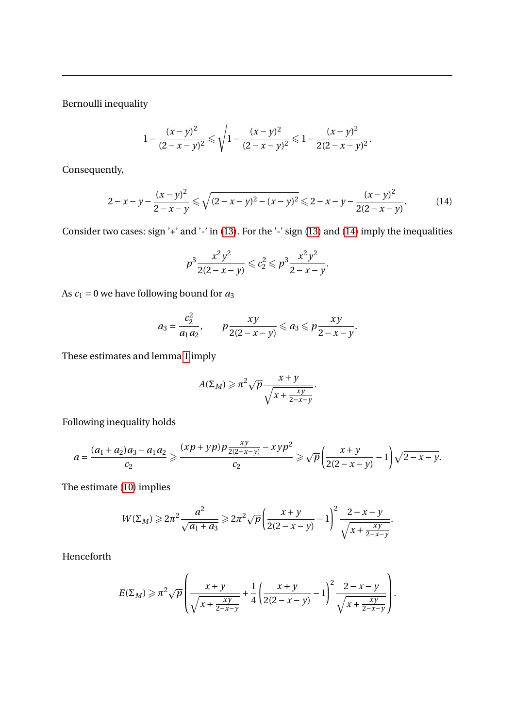Bernoulli inequality

$$1-\frac{(x-y)^2}{(2-x-y)^2}\leqslant\sqrt{1-\frac{(x-y)^2}{(2-x-y)^2}}\leqslant 1-\frac{(x-y)^2}{2(2-x-y)^2}.$$

Consequently,

$$2-x-y-\frac{(x-y)^2}{2-x-y}\leqslant\sqrt{(2-x-y)^2-(x-y)^2}\leqslant 2-x-y-\frac{(x-y)^2}{2(2-x-y)}. \tag{14}$$

Consider two cases: sign '+' and '-' in (13). For the '-' sign (13) and (14) imply the inequalities

$$p^3\frac{x^2y^2}{2(2-x-y)}\leqslant c_2^2\leqslant p^3\frac{x^2y^2}{2-x-y}.$$

As $c_1=0$ we have following bound for $a_3$

$$a_3=\frac{c_2^2}{a_1a_2},\qquad p\frac{xy}{2(2-x-y)}\leqslant a_3\leqslant p\frac{xy}{2-x-y}.$$

These estimates and lemma 1 imply

$$A(\Sigma_M)\geqslant\pi^2\sqrt{p}\frac{x+y}{\sqrt{x+\frac{xy}{2-x-y}}}.$$

Following inequality holds

$$a=\frac{(a_1+a_2)a_3-a_1a_2}{c_2}\geqslant\frac{(xp+yp)p\frac{xy}{2(2-x-y)}-xyp^2}{c_2}\geqslant\sqrt{p}\left(\frac{x+y}{2(2-x-y)}-1\right)\sqrt{2-x-y}.$$

The estimate (10) implies

$$W(\Sigma_M)\geqslant 2\pi^2\frac{a^2}{\sqrt{a_1+a_3}}\geqslant 2\pi^2\sqrt{p}\left(\frac{x+y}{2(2-x-y)}-1\right)^2\frac{2-x-y}{\sqrt{x+\frac{xy}{2-x-y}}}.$$

Henceforth

$$E(\Sigma_M)\geqslant\pi^2\sqrt{p}\left(\frac{x+y}{\sqrt{x+\frac{xy}{2-x-y}}}+\frac{1}{4}\left(\frac{x+y}{2(2-x-y)}-1\right)^2\frac{2-x-y}{\sqrt{x+\frac{xy}{2-x-y}}}\right).$$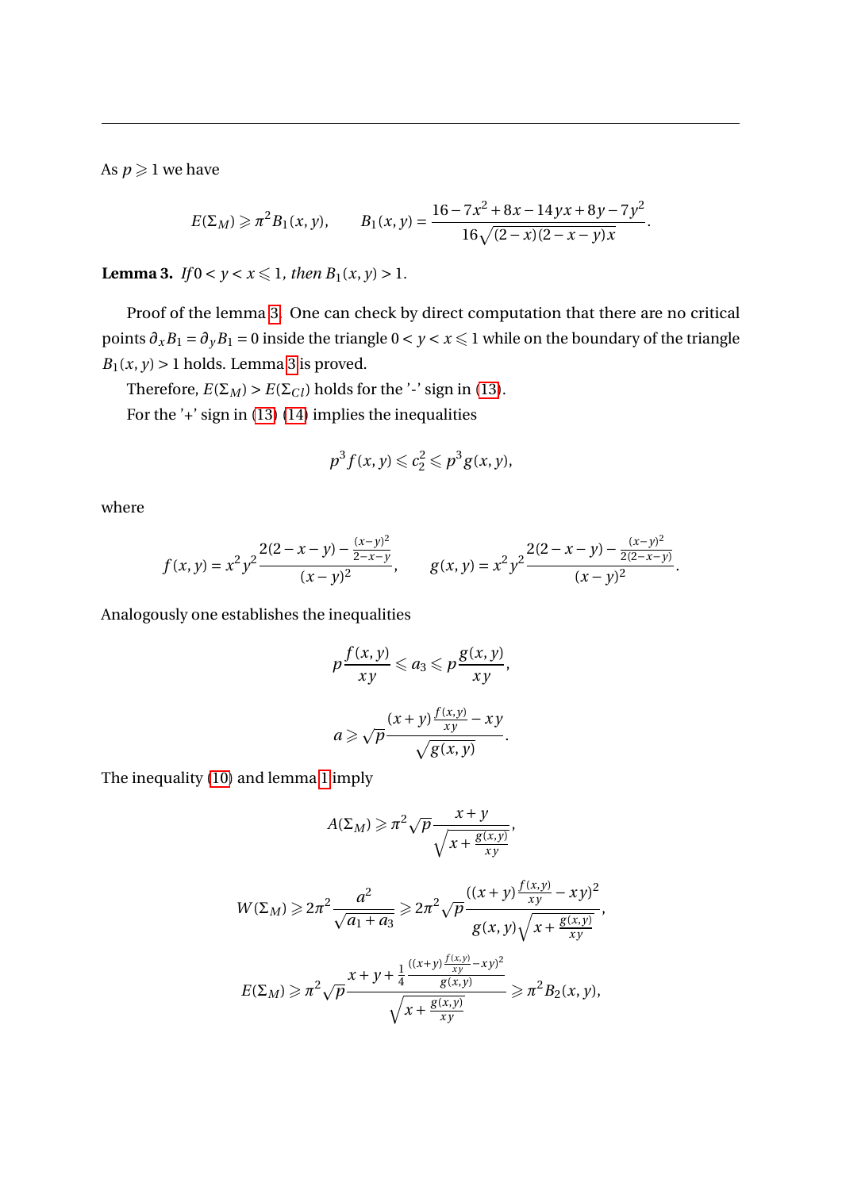As $p \geqslant 1$ we have

$$E(\Sigma_M) \geqslant \pi^2 B_1(x,y), \qquad B_1(x,y) = \frac{16 - 7x^2 + 8x - 14yx + 8y - 7y^2}{16\sqrt{(2-x)(2-x-y)x}}.$$

**Lemma 3.** *If* $0 < y < x \leqslant 1$*, then* $B_1(x,y) > 1$.

Proof of the lemma 3. One can check by direct computation that there are no critical points $\partial_x B_1 = \partial_y B_1 = 0$ inside the triangle $0 < y < x \leqslant 1$ while on the boundary of the triangle $B_1(x,y) > 1$ holds. Lemma 3 is proved.

Therefore, $E(\Sigma_M) > E(\Sigma_{Cl})$ holds for the '-' sign in (13).

For the '+' sign in (13) (14) implies the inequalities

$$p^3 f(x,y) \leqslant c_2^2 \leqslant p^3 g(x,y),$$

where

$$f(x,y) = x^2 y^2 \frac{2(2-x-y) - \frac{(x-y)^2}{2-x-y}}{(x-y)^2}, \qquad g(x,y) = x^2 y^2 \frac{2(2-x-y) - \frac{(x-y)^2}{2(2-x-y)}}{(x-y)^2}.$$

Analogously one establishes the inequalities

$$p\frac{f(x,y)}{xy} \leqslant a_3 \leqslant p\frac{g(x,y)}{xy},$$

$$a \geqslant \sqrt{p}\frac{(x+y)\frac{f(x,y)}{xy} - xy}{\sqrt{g(x,y)}}.$$

The inequality (10) and lemma 1 imply

$$A(\Sigma_M) \geqslant \pi^2 \sqrt{p}\frac{x+y}{\sqrt{x + \frac{g(x,y)}{xy}}},$$

$$W(\Sigma_M) \geqslant 2\pi^2 \frac{a^2}{\sqrt{a_1 + a_3}} \geqslant 2\pi^2 \sqrt{p}\frac{((x+y)\frac{f(x,y)}{xy} - xy)^2}{g(x,y)\sqrt{x + \frac{g(x,y)}{xy}}},$$

$$E(\Sigma_M) \geqslant \pi^2 \sqrt{p}\frac{x + y + \frac{1}{4}\frac{((x+y)\frac{f(x,y)}{xy} - xy)^2}{g(x,y)}}{\sqrt{x + \frac{g(x,y)}{xy}}} \geqslant \pi^2 B_2(x,y),$$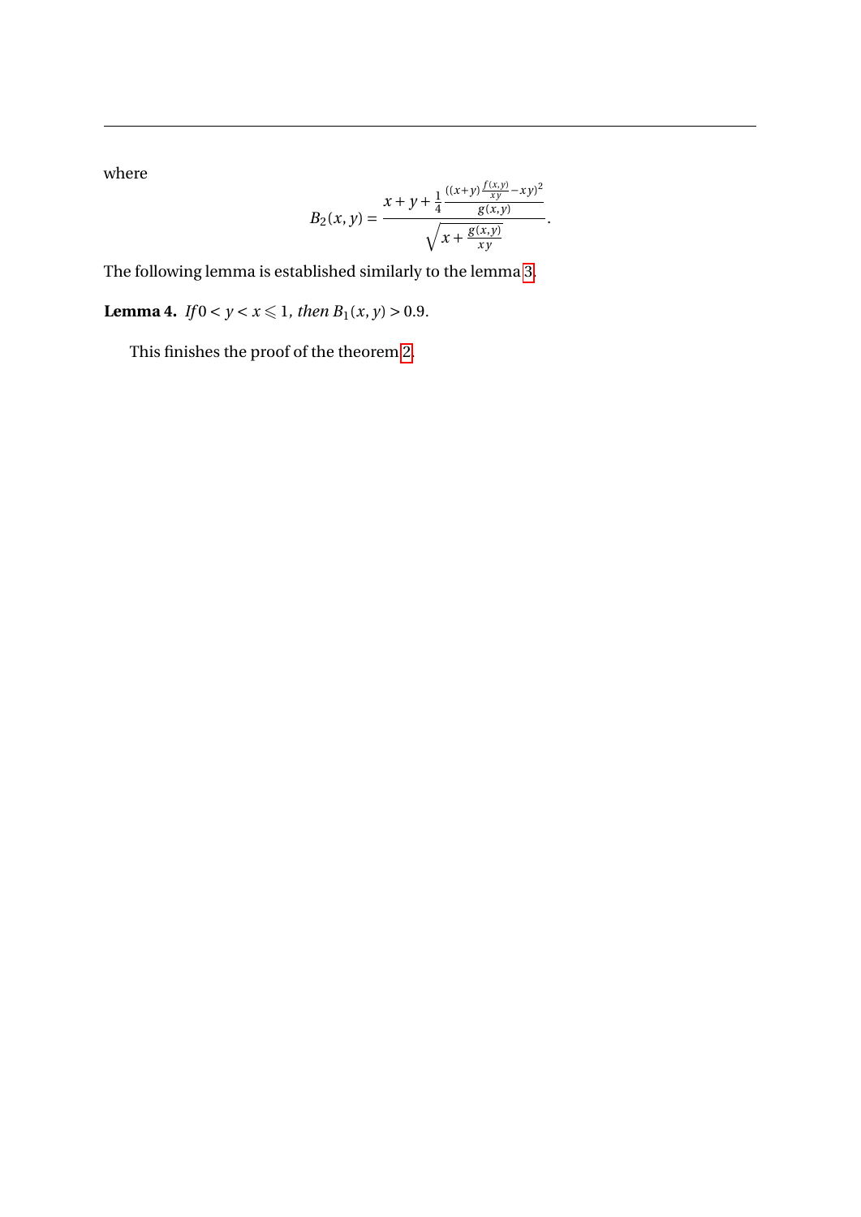where

$$B_2(x,y) = \frac{x + y + \frac{1}{4}\frac{((x+y)\frac{f(x,y)}{xy} - xy)^2}{g(x,y)}}{\sqrt{x + \frac{g(x,y)}{xy}}}.$$

The following lemma is established similarly to the lemma 3.

**Lemma 4.** *If* $0 < y < x \leqslant 1$*, then* $B_1(x,y) > 0.9$.

This finishes the proof of the theorem 2.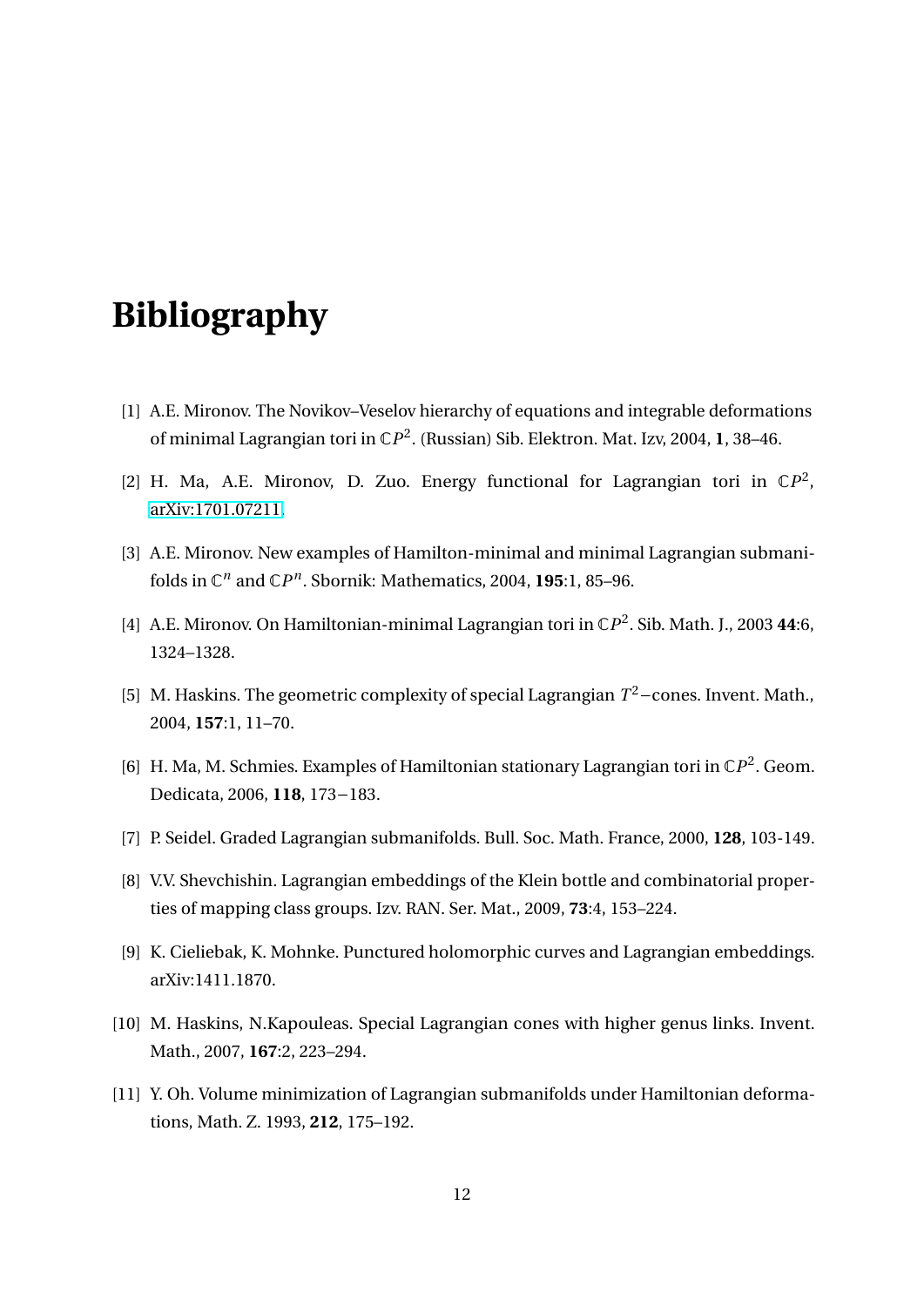# Bibliography

[1] A.E. Mironov. The Novikov–Veselov hierarchy of equations and integrable deformations of minimal Lagrangian tori in $\mathbb{C}P^2$. (Russian) Sib. Elektron. Mat. Izv, 2004, **1**, 38–46.

[2] H. Ma, A.E. Mironov, D. Zuo. Energy functional for Lagrangian tori in $\mathbb{C}P^2$, arXiv:1701.07211.

[3] A.E. Mironov. New examples of Hamilton-minimal and minimal Lagrangian submanifolds in $\mathbb{C}^n$ and $\mathbb{C}P^n$. Sbornik: Mathematics, 2004, **195**:1, 85–96.

[4] A.E. Mironov. On Hamiltonian-minimal Lagrangian tori in $\mathbb{C}P^2$. Sib. Math. J., 2003 **44**:6, 1324–1328.

[5] M. Haskins. The geometric complexity of special Lagrangian $T^2$−cones. Invent. Math., 2004, **157**:1, 11–70.

[6] H. Ma, M. Schmies. Examples of Hamiltonian stationary Lagrangian tori in $\mathbb{C}P^2$. Geom. Dedicata, 2006, **118**, 173−183.

[7] P. Seidel. Graded Lagrangian submanifolds. Bull. Soc. Math. France, 2000, **128**, 103-149.

[8] V.V. Shevchishin. Lagrangian embeddings of the Klein bottle and combinatorial properties of mapping class groups. Izv. RAN. Ser. Mat., 2009, **73**:4, 153–224.

[9] K. Cieliebak, K. Mohnke. Punctured holomorphic curves and Lagrangian embeddings. arXiv:1411.1870.

[10] M. Haskins, N.Kapouleas. Special Lagrangian cones with higher genus links. Invent. Math., 2007, **167**:2, 223–294.

[11] Y. Oh. Volume minimization of Lagrangian submanifolds under Hamiltonian deformations, Math. Z. 1993, **212**, 175–192.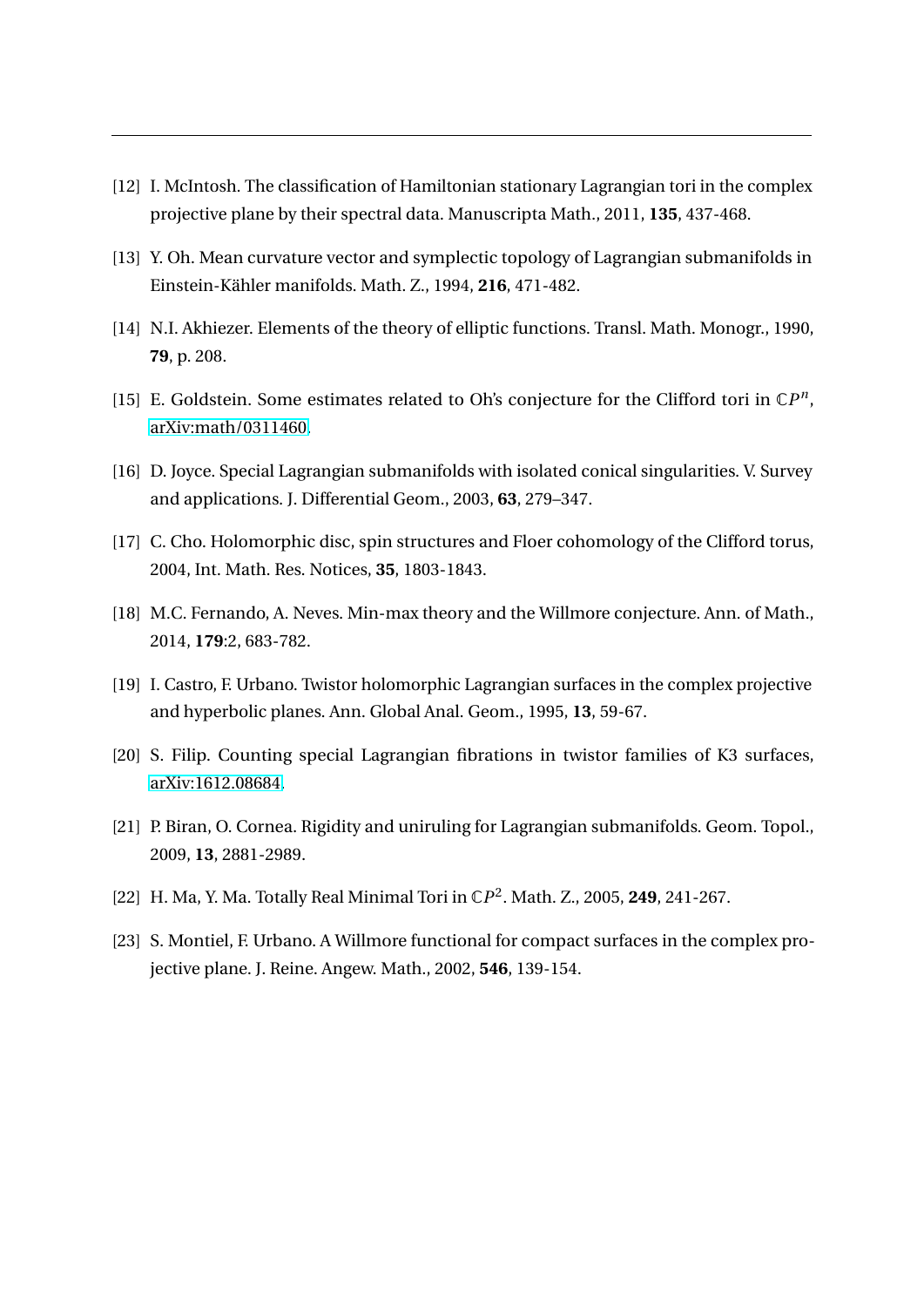[12] I. McIntosh. The classification of Hamiltonian stationary Lagrangian tori in the complex projective plane by their spectral data. Manuscripta Math., 2011, **135**, 437-468.

[13] Y. Oh. Mean curvature vector and symplectic topology of Lagrangian submanifolds in Einstein-Kähler manifolds. Math. Z., 1994, **216**, 471-482.

[14] N.I. Akhiezer. Elements of the theory of elliptic functions. Transl. Math. Monogr., 1990, **79**, p. 208.

[15] E. Goldstein. Some estimates related to Oh's conjecture for the Clifford tori in $\mathbb{C}P^n$, arXiv:math/0311460.

[16] D. Joyce. Special Lagrangian submanifolds with isolated conical singularities. V. Survey and applications. J. Differential Geom., 2003, **63**, 279–347.

[17] C. Cho. Holomorphic disc, spin structures and Floer cohomology of the Clifford torus, 2004, Int. Math. Res. Notices, **35**, 1803-1843.

[18] M.C. Fernando, A. Neves. Min-max theory and the Willmore conjecture. Ann. of Math., 2014, **179**:2, 683-782.

[19] I. Castro, F. Urbano. Twistor holomorphic Lagrangian surfaces in the complex projective and hyperbolic planes. Ann. Global Anal. Geom., 1995, **13**, 59-67.

[20] S. Filip. Counting special Lagrangian fibrations in twistor families of K3 surfaces, arXiv:1612.08684.

[21] P. Biran, O. Cornea. Rigidity and uniruling for Lagrangian submanifolds. Geom. Topol., 2009, **13**, 2881-2989.

[22] H. Ma, Y. Ma. Totally Real Minimal Tori in $\mathbb{C}P^2$. Math. Z., 2005, **249**, 241-267.

[23] S. Montiel, F. Urbano. A Willmore functional for compact surfaces in the complex projective plane. J. Reine. Angew. Math., 2002, **546**, 139-154.